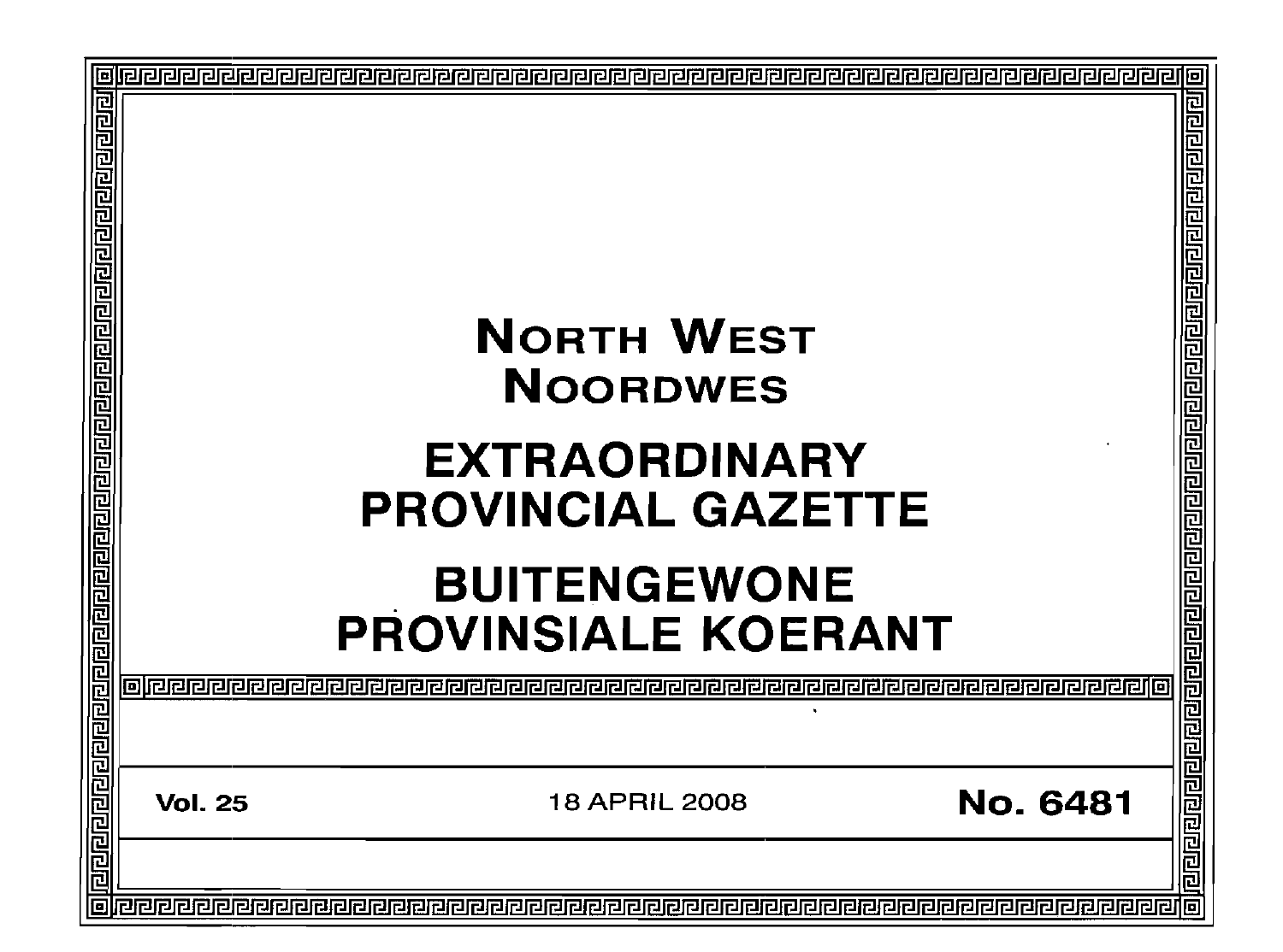# NORTH WEST
# NOORDWES

# EXTRAORDINARY PROVINCIAL GAZETTE

# BUITENGEWONE PROVINSIALE KOERANT

**Vol. 25** | 18 APRIL 2008 | **No. 6481**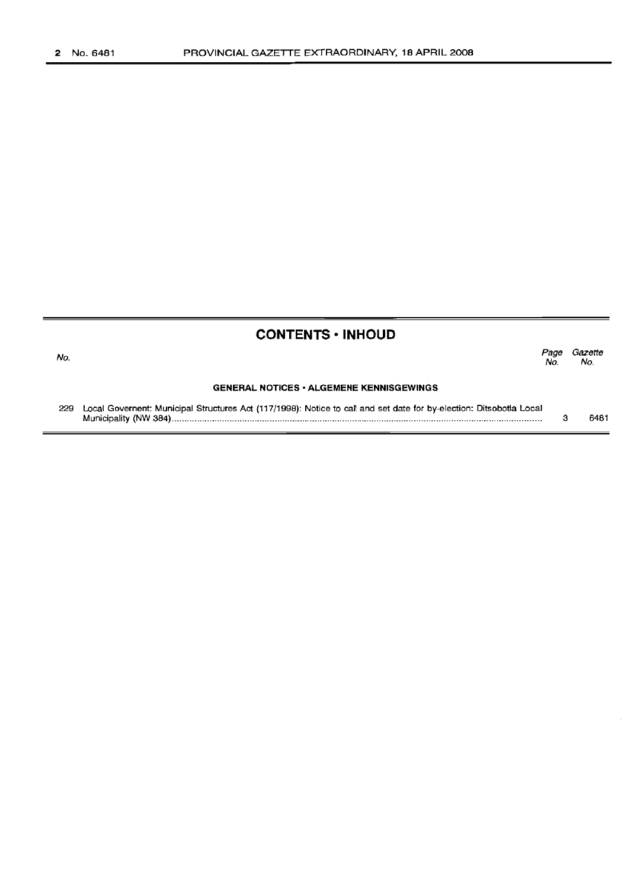## CONTENTS • INHOUD

| No. | | Page No. | Gazette No. |
|---|---|---|---|
| | **GENERAL NOTICES • ALGEMENE KENNISGEWINGS** | | |
| 229 | Local Governent: Municipal Structures Act (117/1998): Notice to call and set date for by-election: Ditsobotla Local Municipality (NW 384) | 3 | 6481 |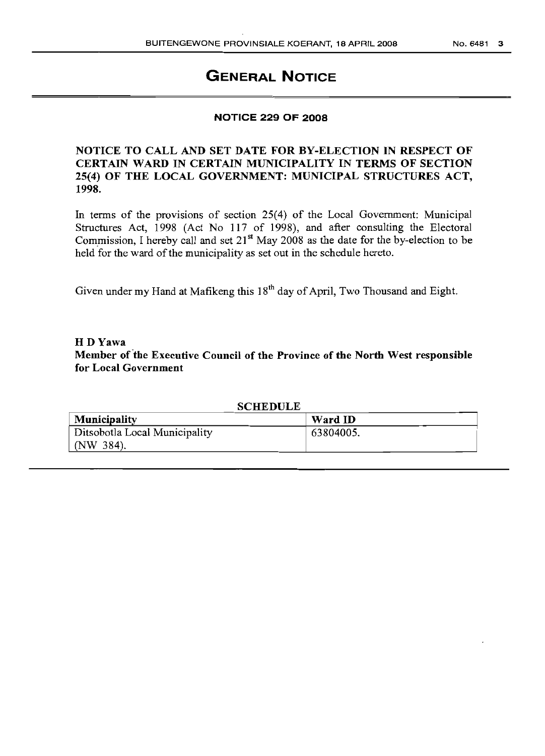# GENERAL NOTICE

## NOTICE 229 OF 2008

**NOTICE TO CALL AND SET DATE FOR BY-ELECTION IN RESPECT OF CERTAIN WARD IN CERTAIN MUNICIPALITY IN TERMS OF SECTION 25(4) OF THE LOCAL GOVERNMENT: MUNICIPAL STRUCTURES ACT, 1998.**

In terms of the provisions of section 25(4) of the Local Government: Municipal Structures Act, 1998 (Act No 117 of 1998), and after consulting the Electoral Commission, I hereby call and set 21st May 2008 as the date for the by-election to be held for the ward of the municipality as set out in the schedule hereto.

Given under my Hand at Mafikeng this 18th day of April, Two Thousand and Eight.

**H D Yawa**
**Member of the Executive Council of the Province of the North West responsible for Local Government**

**SCHEDULE**

| Municipality | Ward ID |
|---|---|
| Ditsobotla Local Municipality (NW 384). | 63804005. |